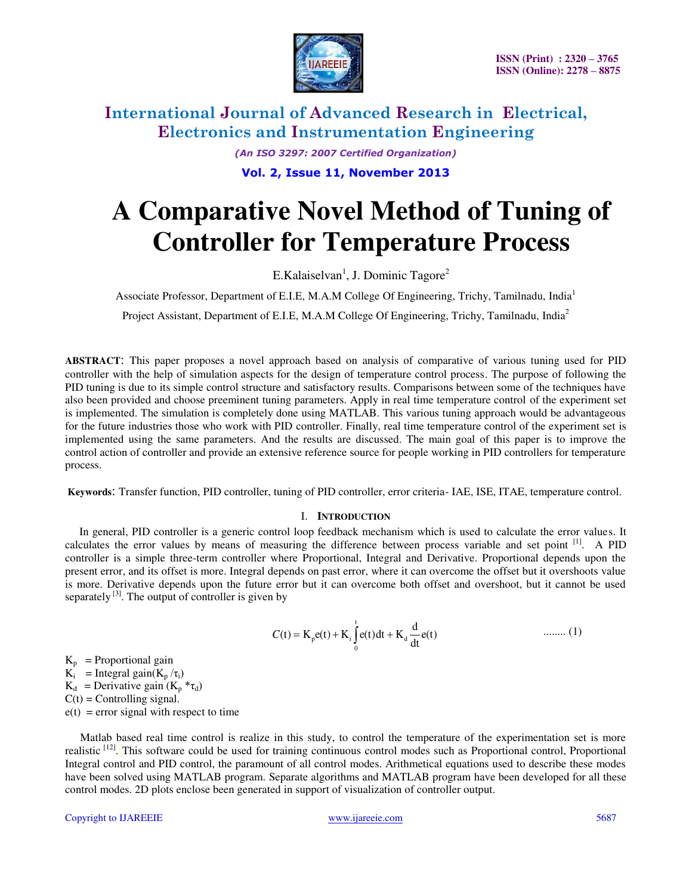# A Comparative Novel Method of Tuning of Controller for Temperature Process

E.Kalaiselvan[1], J. Dominic Tagore[2]

Associate Professor, Department of E.I.E, M.A.M College Of Engineering, Trichy, Tamilnadu, India[1]

Project Assistant, Department of E.I.E, M.A.M College Of Engineering, Trichy, Tamilnadu, India[2]

**ABSTRACT**: This paper proposes a novel approach based on analysis of comparative of various tuning used for PID controller with the help of simulation aspects for the design of temperature control process. The purpose of following the PID tuning is due to its simple control structure and satisfactory results. Comparisons between some of the techniques have also been provided and choose preeminent tuning parameters. Apply in real time temperature control of the experiment set is implemented. The simulation is completely done using MATLAB. This various tuning approach would be advantageous for the future industries those who work with PID controller. Finally, real time temperature control of the experiment set is implemented using the same parameters. And the results are discussed. The main goal of this paper is to improve the control action of controller and provide an extensive reference source for people working in PID controllers for temperature process.

**Keywords**: Transfer function, PID controller, tuning of PID controller, error criteria- IAE, ISE, ITAE, temperature control.

## I. INTRODUCTION

In general, PID controller is a generic control loop feedback mechanism which is used to calculate the error values. It calculates the error values by means of measuring the difference between process variable and set point [1]. A PID controller is a simple three-term controller where Proportional, Integral and Derivative. Proportional depends upon the present error, and its offset is more. Integral depends on past error, where it can overcome the offset but it overshoots value is more. Derivative depends upon the future error but it can overcome both offset and overshoot, but it cannot be used separately [3]. The output of controller is given by

$$C(t) = K_p e(t) + K_i \int_0^t e(t)dt + K_d \frac{d}{dt} e(t) \qquad \text{........ (1)}$$

$K_p$ = Proportional gain
$K_i$ = Integral gain($K_p / \tau_i$)
$K_d$ = Derivative gain ($K_p * \tau_d$)
$C(t)$ = Controlling signal.
$e(t)$ = error signal with respect to time

Matlab based real time control is realize in this study, to control the temperature of the experimentation set is more realistic [12]. This software could be used for training continuous control modes such as Proportional control, Proportional Integral control and PID control, the paramount of all control modes. Arithmetical equations used to describe these modes have been solved using MATLAB program. Separate algorithms and MATLAB program have been developed for all these control modes. 2D plots enclose been generated in support of visualization of controller output.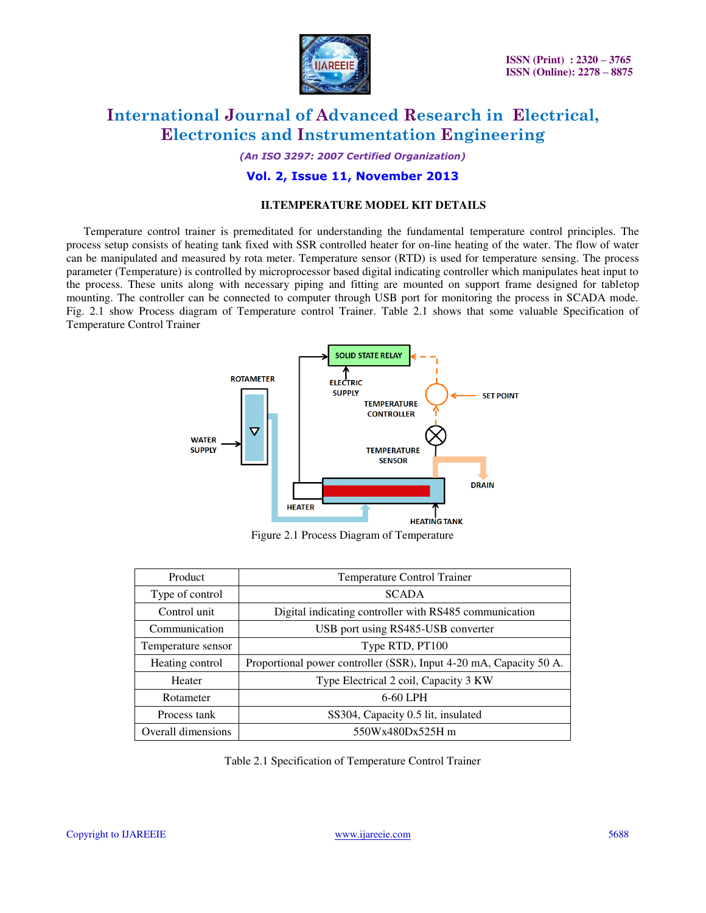## II.TEMPERATURE MODEL KIT DETAILS

Temperature control trainer is premeditated for understanding the fundamental temperature control principles. The process setup consists of heating tank fixed with SSR controlled heater for on-line heating of the water. The flow of water can be manipulated and measured by rota meter. Temperature sensor (RTD) is used for temperature sensing. The process parameter (Temperature) is controlled by microprocessor based digital indicating controller which manipulates heat input to the process. These units along with necessary piping and fitting are mounted on support frame designed for tabletop mounting. The controller can be connected to computer through USB port for monitoring the process in SCADA mode. Fig. 2.1 show Process diagram of Temperature control Trainer. Table 2.1 shows that some valuable Specification of Temperature Control Trainer

Figure 2.1 Process Diagram of Temperature

| Product | Temperature Control Trainer |
|---|---|
| Type of control | SCADA |
| Control unit | Digital indicating controller with RS485 communication |
| Communication | USB port using RS485-USB converter |
| Temperature sensor | Type RTD, PT100 |
| Heating control | Proportional power controller (SSR), Input 4-20 mA, Capacity 50 A. |
| Heater | Type Electrical 2 coil, Capacity 3 KW |
| Rotameter | 6-60 LPH |
| Process tank | SS304, Capacity 0.5 lit, insulated |
| Overall dimensions | 550Wx480Dx525H m |

Table 2.1 Specification of Temperature Control Trainer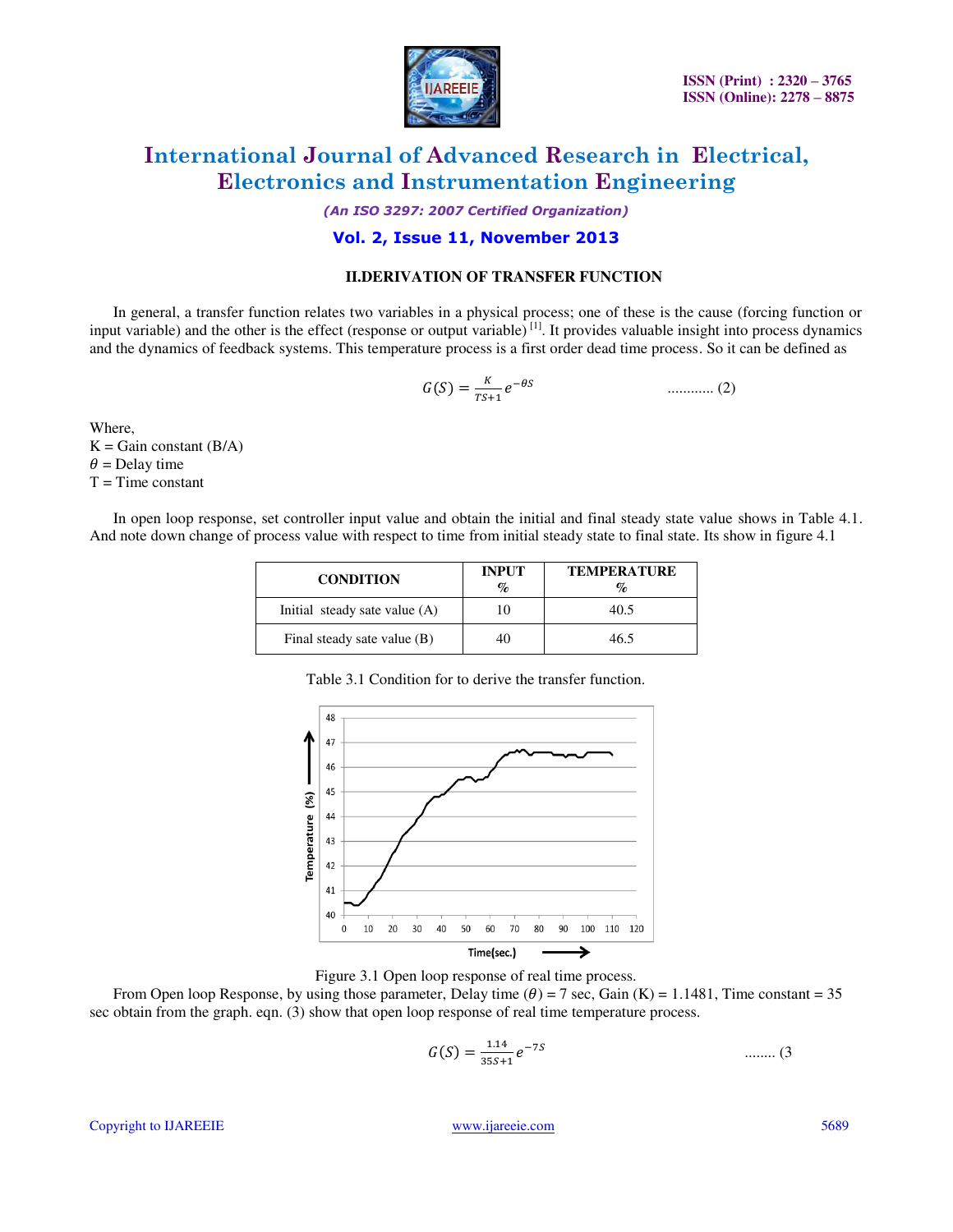## II.DERIVATION OF TRANSFER FUNCTION

In general, a transfer function relates two variables in a physical process; one of these is the cause (forcing function or input variable) and the other is the effect (response or output variable) [1]. It provides valuable insight into process dynamics and the dynamics of feedback systems. This temperature process is a first order dead time process. So it can be defined as

$$G(S) = \frac{K}{TS+1} e^{-\theta S} \qquad \text{............ (2)}$$

Where,
K = Gain constant (B/A)
$\theta$ = Delay time
T = Time constant

In open loop response, set controller input value and obtain the initial and final steady state value shows in Table 4.1. And note down change of process value with respect to time from initial steady state to final state. Its show in figure 4.1

| CONDITION | INPUT % | TEMPERATURE % |
|---|---|---|
| Initial steady sate value (A) | 10 | 40.5 |
| Final steady sate value (B) | 40 | 46.5 |

Table 3.1 Condition for to derive the transfer function.

Figure 3.1 Open loop response of real time process.

From Open loop Response, by using those parameter, Delay time ($\theta$) = 7 sec, Gain (K) = 1.1481, Time constant = 35 sec obtain from the graph. eqn. (3) show that open loop response of real time temperature process.

$$G(S) = \frac{1.14}{35S+1} e^{-7S} \qquad \text{........ (3}$$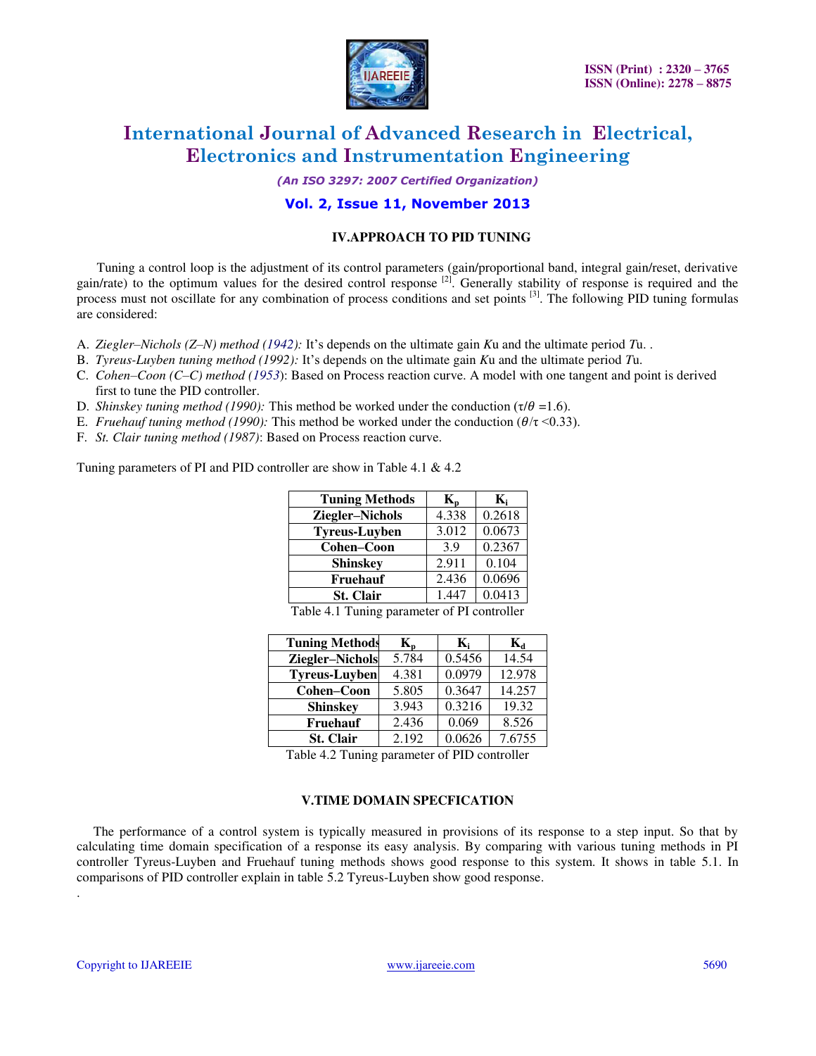## IV.APPROACH TO PID TUNING

Tuning a control loop is the adjustment of its control parameters (gain/proportional band, integral gain/reset, derivative gain/rate) to the optimum values for the desired control response [2]. Generally stability of response is required and the process must not oscillate for any combination of process conditions and set points [3]. The following PID tuning formulas are considered:

A. *Ziegler–Nichols (Z–N) method (1942):* It's depends on the ultimate gain $K$u and the ultimate period $T$u. .
B. *Tyreus-Luyben tuning method (1992):* It's depends on the ultimate gain $K$u and the ultimate period $T$u.
C. *Cohen–Coon (C–C) method (1953)*: Based on Process reaction curve. A model with one tangent and point is derived first to tune the PID controller.
D. *Shinskey tuning method (1990):* This method be worked under the conduction ($\tau/\theta$ =1.6).
E. *Fruehauf tuning method (1990):* This method be worked under the conduction ($\theta/\tau$ <0.33).
F. *St. Clair tuning method (1987)*: Based on Process reaction curve.

Tuning parameters of PI and PID controller are show in Table 4.1 & 4.2

| Tuning Methods | $K_p$ | $K_i$ |
|---|---|---|
| Ziegler–Nichols | 4.338 | 0.2618 |
| Tyreus-Luyben | 3.012 | 0.0673 |
| Cohen–Coon | 3.9 | 0.2367 |
| Shinskey | 2.911 | 0.104 |
| Fruehauf | 2.436 | 0.0696 |
| St. Clair | 1.447 | 0.0413 |

Table 4.1 Tuning parameter of PI controller

| Tuning Methods | $K_p$ | $K_i$ | $K_d$ |
|---|---|---|---|
| Ziegler–Nichols | 5.784 | 0.5456 | 14.54 |
| Tyreus-Luyben | 4.381 | 0.0979 | 12.978 |
| Cohen–Coon | 5.805 | 0.3647 | 14.257 |
| Shinskey | 3.943 | 0.3216 | 19.32 |
| Fruehauf | 2.436 | 0.069 | 8.526 |
| St. Clair | 2.192 | 0.0626 | 7.6755 |

Table 4.2 Tuning parameter of PID controller

## V.TIME DOMAIN SPECFICATION

The performance of a control system is typically measured in provisions of its response to a step input. So that by calculating time domain specification of a response its easy analysis. By comparing with various tuning methods in PI controller Tyreus-Luyben and Fruehauf tuning methods shows good response to this system. It shows in table 5.1. In comparisons of PID controller explain in table 5.2 Tyreus-Luyben show good response.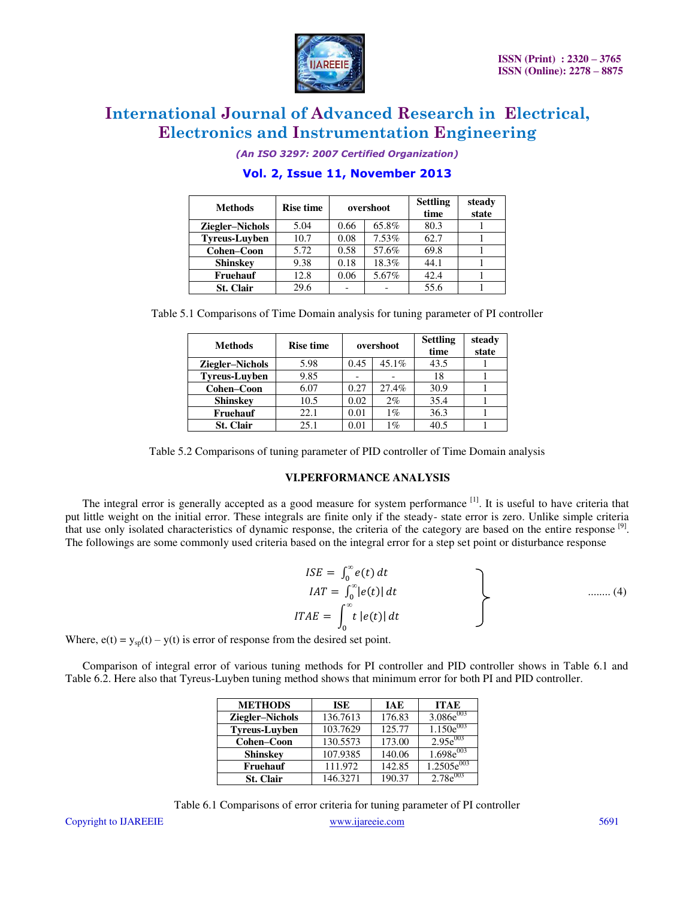| Methods | Rise time | overshoot | | Settling time | steady state |
|---|---|---|---|---|---|
| Ziegler–Nichols | 5.04 | 0.66 | 65.8% | 80.3 | 1 |
| Tyreus-Luyben | 10.7 | 0.08 | 7.53% | 62.7 | 1 |
| Cohen–Coon | 5.72 | 0.58 | 57.6% | 69.8 | 1 |
| Shinskey | 9.38 | 0.18 | 18.3% | 44.1 | 1 |
| Fruehauf | 12.8 | 0.06 | 5.67% | 42.4 | 1 |
| St. Clair | 29.6 | - | - | 55.6 | 1 |

Table 5.1 Comparisons of Time Domain analysis for tuning parameter of PI controller

| Methods | Rise time | overshoot | | Settling time | steady state |
|---|---|---|---|---|---|
| Ziegler–Nichols | 5.98 | 0.45 | 45.1% | 43.5 | 1 |
| Tyreus-Luyben | 9.85 | - | - | 18 | 1 |
| Cohen–Coon | 6.07 | 0.27 | 27.4% | 30.9 | 1 |
| Shinskey | 10.5 | 0.02 | 2% | 35.4 | 1 |
| Fruehauf | 22.1 | 0.01 | 1% | 36.3 | 1 |
| St. Clair | 25.1 | 0.01 | 1% | 40.5 | 1 |

Table 5.2 Comparisons of tuning parameter of PID controller of Time Domain analysis

## VI.PERFORMANCE ANALYSIS

The integral error is generally accepted as a good measure for system performance [1]. It is useful to have criteria that put little weight on the initial error. These integrals are finite only if the steady- state error is zero. Unlike simple criteria that use only isolated characteristics of dynamic response, the criteria of the category are based on the entire response [9]. The followings are some commonly used criteria based on the integral error for a step set point or disturbance response

$$\left.\begin{aligned} ISE &= \int_0^{\infty} e(t)\, dt \\ IAT &= \int_0^{\infty} |e(t)|\, dt \\ ITAE &= \int_0^{\infty} t\, |e(t)|\, dt \end{aligned}\right\} \qquad \text{........ (4)}$$

Where, $e(t) = y_{sp}(t) - y(t)$ is error of response from the desired set point.

Comparison of integral error of various tuning methods for PI controller and PID controller shows in Table 6.1 and Table 6.2. Here also that Tyreus-Luyben tuning method shows that minimum error for both PI and PID controller.

| METHODS | ISE | IAE | ITAE |
|---|---|---|---|
| Ziegler–Nichols | 136.7613 | 176.83 | $3.086e^{003}$ |
| Tyreus-Luyben | 103.7629 | 125.77 | $1.150e^{003}$ |
| Cohen–Coon | 130.5573 | 173.00 | $2.95e^{003}$ |
| Shinskey | 107.9385 | 140.06 | $1.698e^{003}$ |
| Fruehauf | 111.972 | 142.85 | $1.2505e^{003}$ |
| St. Clair | 146.3271 | 190.37 | $2.78e^{003}$ |

Table 6.1 Comparisons of error criteria for tuning parameter of PI controller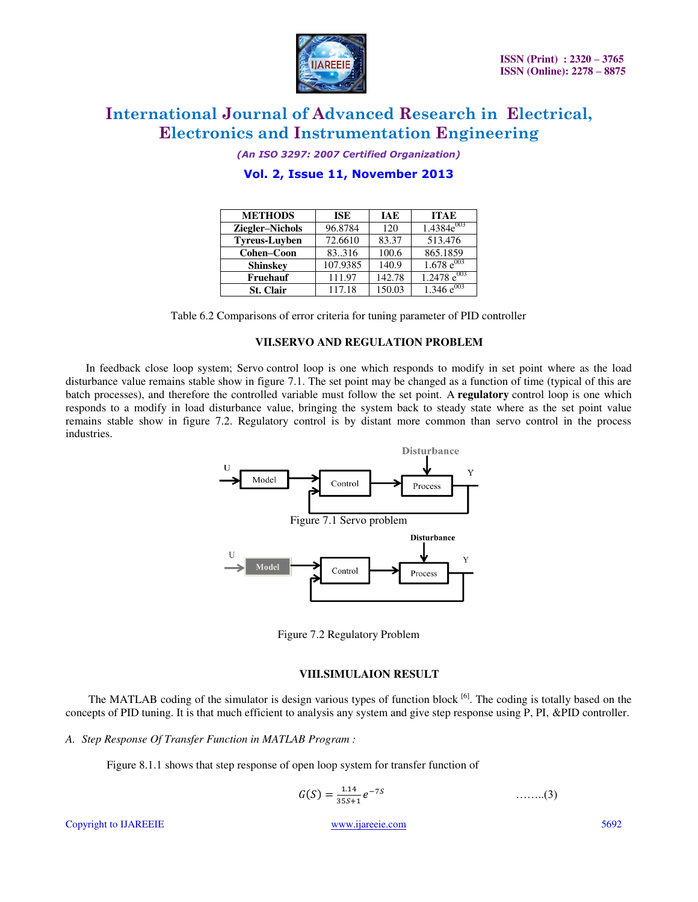| METHODS | ISE | IAE | ITAE |
|---|---|---|---|
| Ziegler–Nichols | 96.8784 | 120 | 1.4384e[003] |
| Tyreus-Luyben | 72.6610 | 83.37 | 513.476 |
| Cohen–Coon | 83..316 | 100.6 | 865.1859 |
| Shinskey | 107.9385 | 140.9 | 1.678 e[003] |
| Fruehauf | 111.97 | 142.78 | 1.2478 e[003] |
| St. Clair | 117.18 | 150.03 | 1.346 e[003] |

Table 6.2 Comparisons of error criteria for tuning parameter of PID controller

## VII.SERVO AND REGULATION PROBLEM

In feedback close loop system; Servo control loop is one which responds to modify in set point where as the load disturbance value remains stable show in figure 7.1. The set point may be changed as a function of time (typical of this are batch processes), and therefore the controlled variable must follow the set point. A **regulatory** control loop is one which responds to a modify in load disturbance value, bringing the system back to steady state where as the set point value remains stable show in figure 7.2. Regulatory control is by distant more common than servo control in the process industries.

Figure 7.1 Servo problem

Figure 7.2 Regulatory Problem

## VIII.SIMULAION RESULT

The MATLAB coding of the simulator is design various types of function block [6]. The coding is totally based on the concepts of PID tuning. It is that much efficient to analysis any system and give step response using P, PI, &PID controller.

*A. Step Response Of Transfer Function in MATLAB Program :*

Figure 8.1.1 shows that step response of open loop system for transfer function of

$$G(S) = \frac{1.14}{35S+1}e^{-7S} \qquad \text{........(3)}$$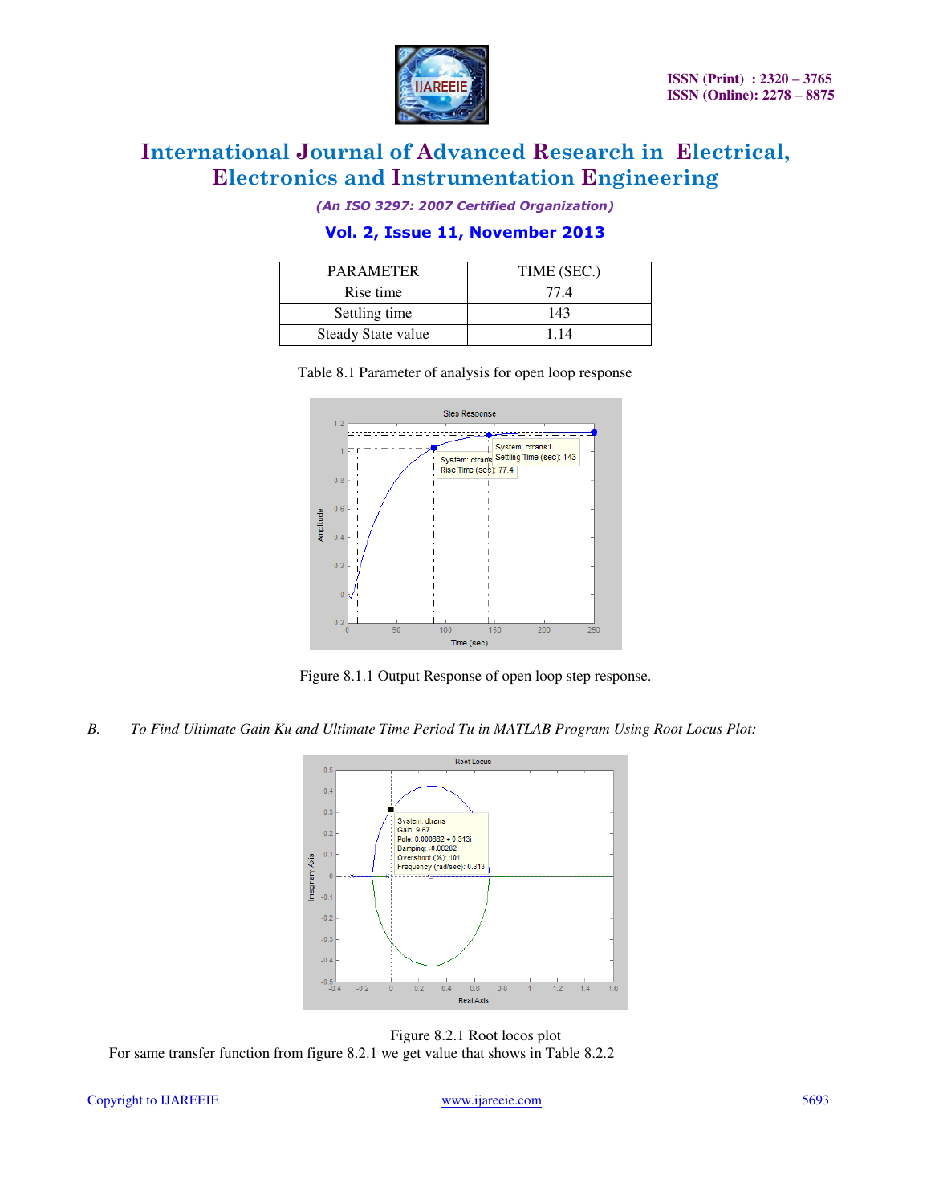| PARAMETER | TIME (SEC.) |
| --- | --- |
| Rise time | 77.4 |
| Settling time | 143 |
| Steady State value | 1.14 |

Table 8.1 Parameter of analysis for open loop response

Figure 8.1.1 Output Response of open loop step response.

*B. To Find Ultimate Gain Ku and Ultimate Time Period Tu in MATLAB Program Using Root Locus Plot:*

Figure 8.2.1 Root locos plot

For same transfer function from figure 8.2.1 we get value that shows in Table 8.2.2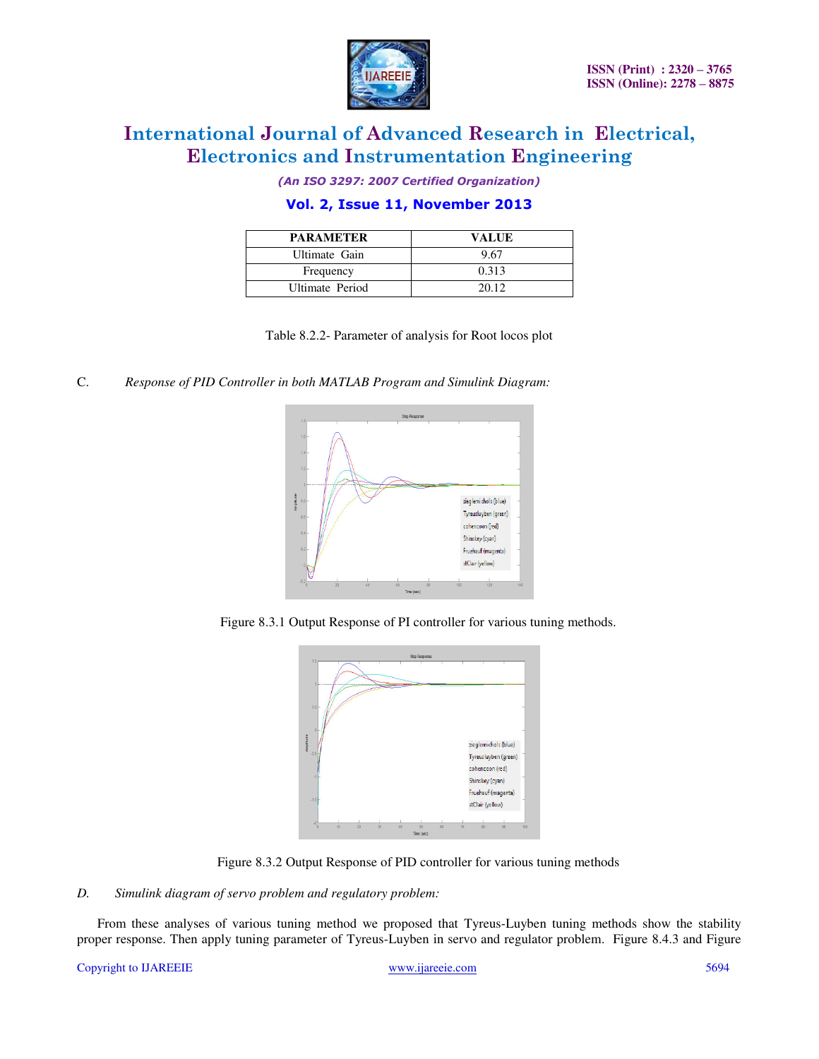| PARAMETER | VALUE |
|---|---|
| Ultimate Gain | 9.67 |
| Frequency | 0.313 |
| Ultimate Period | 20.12 |

Table 8.2.2- Parameter of analysis for Root locos plot

C. *Response of PID Controller in both MATLAB Program and Simulink Diagram:*

Figure 8.3.1 Output Response of PI controller for various tuning methods.

Figure 8.3.2 Output Response of PID controller for various tuning methods

*D. Simulink diagram of servo problem and regulatory problem:*

From these analyses of various tuning method we proposed that Tyreus-Luyben tuning methods show the stability proper response. Then apply tuning parameter of Tyreus-Luyben in servo and regulator problem. Figure 8.4.3 and Figure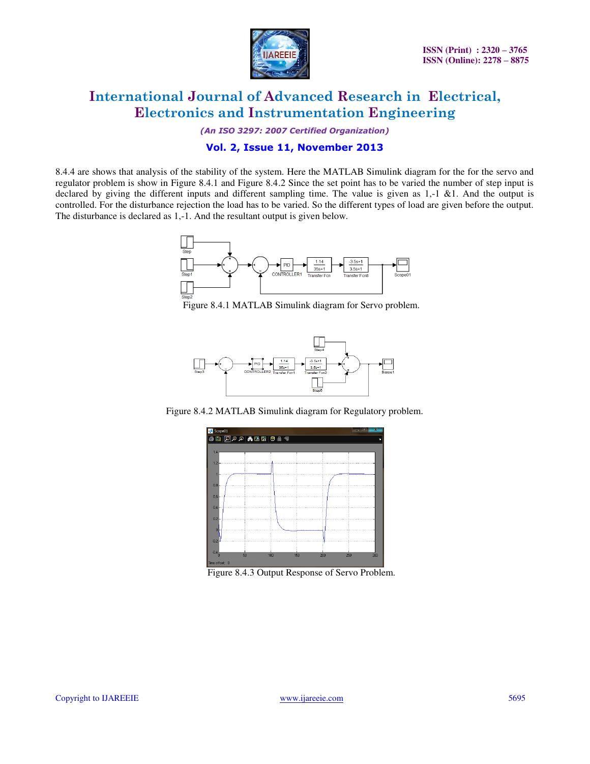8.4.4 are shows that analysis of the stability of the system. Here the MATLAB Simulink diagram for the for the servo and regulator problem is show in Figure 8.4.1 and Figure 8.4.2 Since the set point has to be varied the number of step input is declared by giving the different inputs and different sampling time. The value is given as 1,-1 &1. And the output is controlled. For the disturbance rejection the load has to be varied. So the different types of load are given before the output. The disturbance is declared as 1,-1. And the resultant output is given below.

Figure 8.4.1 MATLAB Simulink diagram for Servo problem.

Figure 8.4.2 MATLAB Simulink diagram for Regulatory problem.

Figure 8.4.3 Output Response of Servo Problem.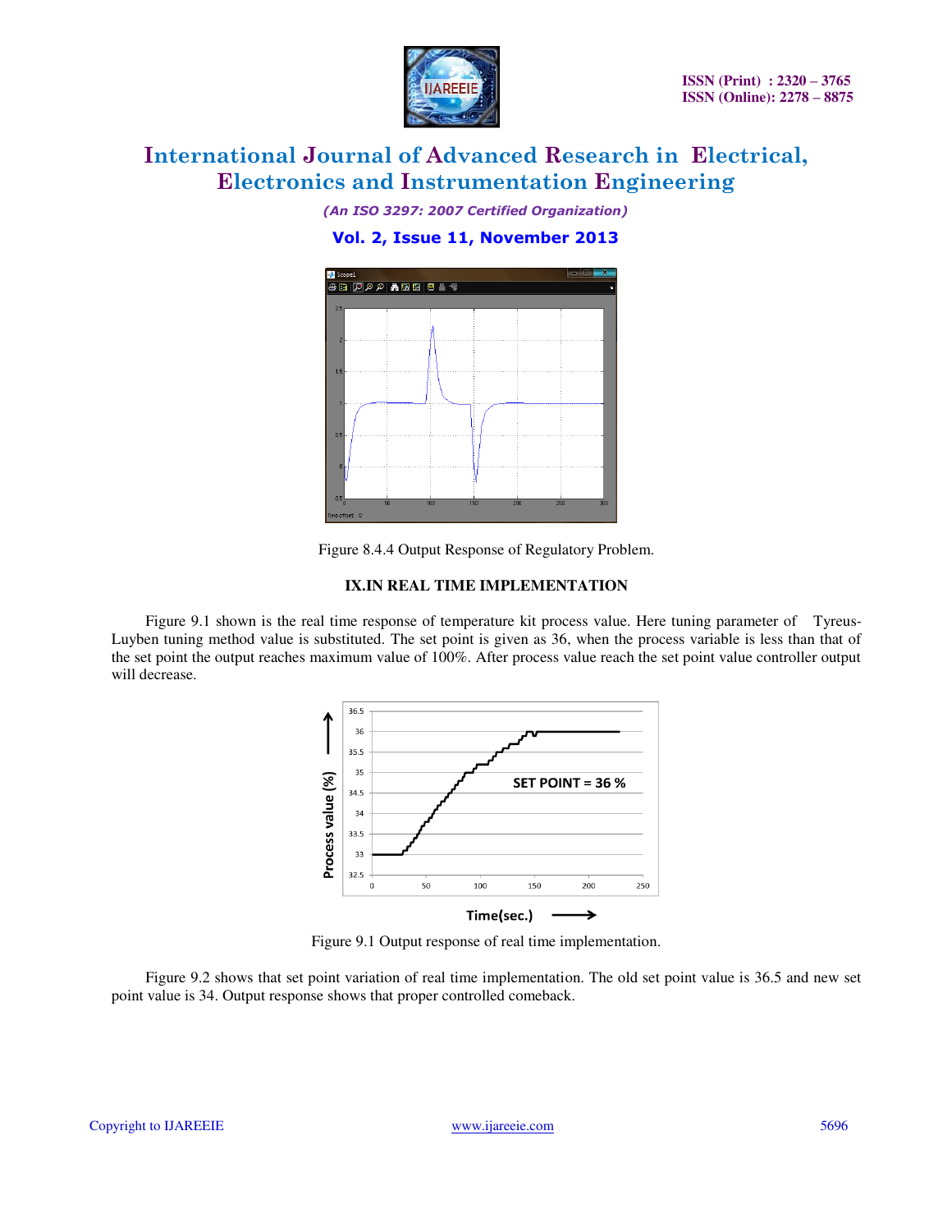Figure 8.4.4 Output Response of Regulatory Problem.

## IX.IN REAL TIME IMPLEMENTATION

Figure 9.1 shown is the real time response of temperature kit process value. Here tuning parameter of Tyreus-Luyben tuning method value is substituted. The set point is given as 36, when the process variable is less than that of the set point the output reaches maximum value of 100%. After process value reach the set point value controller output will decrease.

Figure 9.1 Output response of real time implementation.

Figure 9.2 shows that set point variation of real time implementation. The old set point value is 36.5 and new set point value is 34. Output response shows that proper controlled comeback.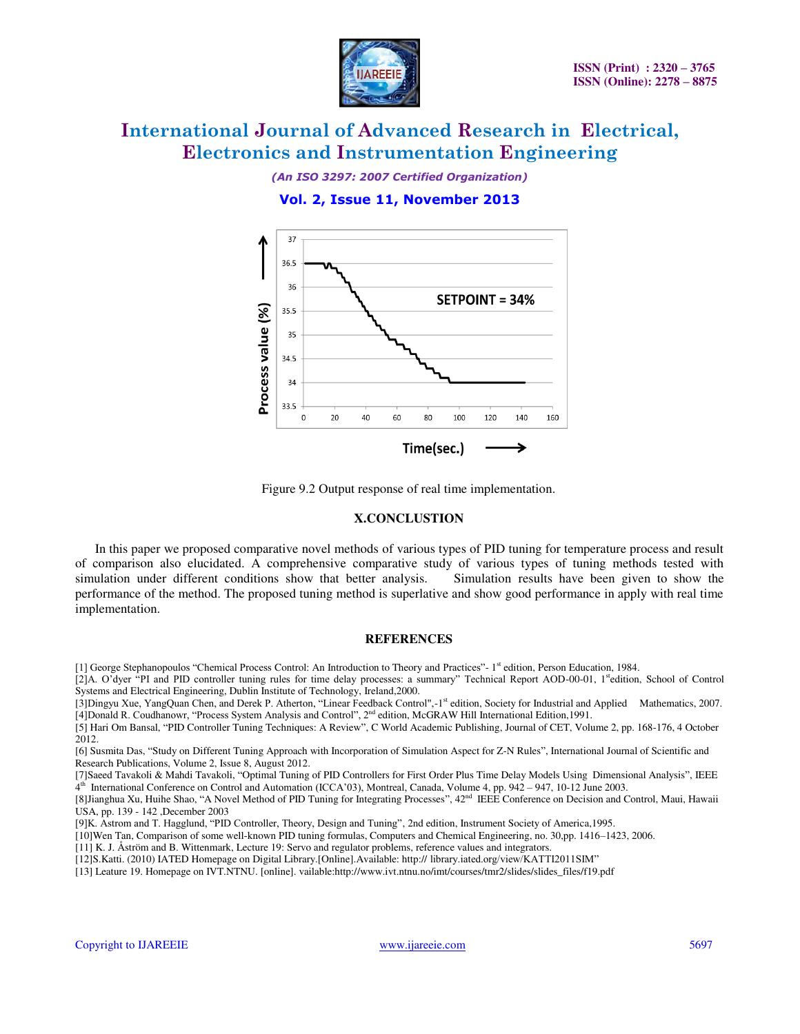Figure 9.2 Output response of real time implementation.

## X.CONCLUSTION

In this paper we proposed comparative novel methods of various types of PID tuning for temperature process and result of comparison also elucidated. A comprehensive comparative study of various types of tuning methods tested with simulation under different conditions show that better analysis. Simulation results have been given to show the performance of the method. The proposed tuning method is superlative and show good performance in apply with real time implementation.

## REFERENCES

[1] George Stephanopoulos "Chemical Process Control: An Introduction to Theory and Practices"- 1st edition, Person Education, 1984.

[2]A. O'dyer "PI and PID controller tuning rules for time delay processes: a summary" Technical Report AOD-00-01, 1stedition, School of Control Systems and Electrical Engineering, Dublin Institute of Technology, Ireland,2000.

[3]Dingyu Xue, YangQuan Chen, and Derek P. Atherton, "Linear Feedback Control",-1st edition, Society for Industrial and Applied Mathematics, 2007.

[4]Donald R. Coudhanowr, "Process System Analysis and Control", 2nd edition, McGRAW Hill International Edition,1991.

[5] Hari Om Bansal, "PID Controller Tuning Techniques: A Review", C World Academic Publishing, Journal of CET, Volume 2, pp. 168-176, 4 October 2012.

[6] Susmita Das, "Study on Different Tuning Approach with Incorporation of Simulation Aspect for Z-N Rules", International Journal of Scientific and Research Publications, Volume 2, Issue 8, August 2012.

[7]Saeed Tavakoli & Mahdi Tavakoli, "Optimal Tuning of PID Controllers for First Order Plus Time Delay Models Using Dimensional Analysis", IEEE 4th International Conference on Control and Automation (ICCA'03), Montreal, Canada, Volume 4, pp. 942 – 947, 10-12 June 2003.

[8]Jianghua Xu, Huihe Shao, "A Novel Method of PID Tuning for Integrating Processes", 42nd IEEE Conference on Decision and Control, Maui, Hawaii USA, pp. 139 - 142 ,December 2003

[9]K. Astrom and T. Hagglund, "PID Controller, Theory, Design and Tuning", 2nd edition, Instrument Society of America,1995.

[10]Wen Tan, Comparison of some well-known PID tuning formulas, Computers and Chemical Engineering, no. 30,pp. 1416–1423, 2006.

[11] K. J. Åström and B. Wittenmark, Lecture 19: Servo and regulator problems, reference values and integrators.

[12]S.Katti. (2010) IATED Homepage on Digital Library.[Online].Available: http:// library.iated.org/view/KATTI2011SIM"

[13] Leature 19. Homepage on IVT.NTNU. [online]. vailable:http://www.ivt.ntnu.no/imt/courses/tmr2/slides/slides_files/f19.pdf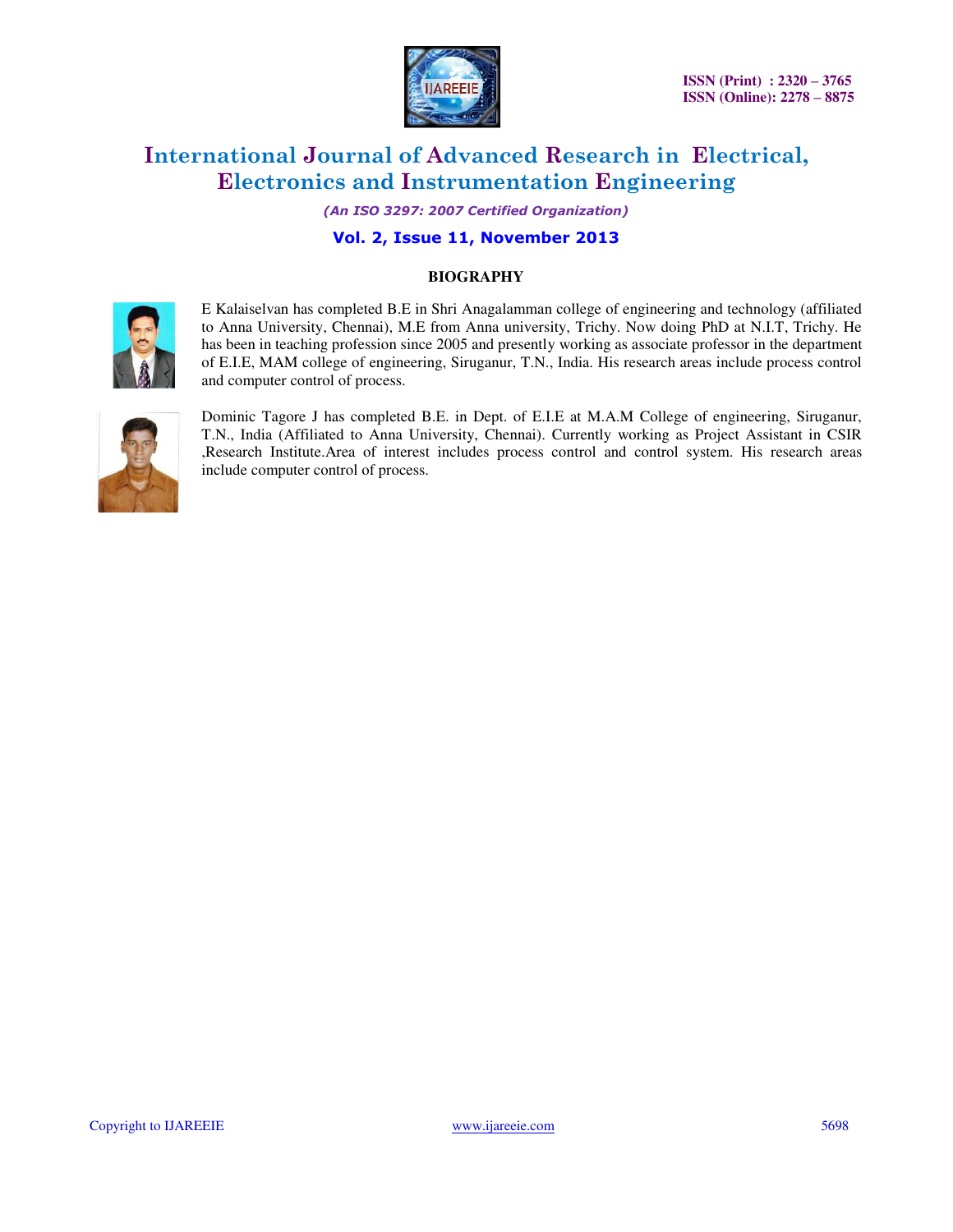**BIOGRAPHY**

E Kalaiselvan has completed B.E in Shri Anagalamman college of engineering and technology (affiliated to Anna University, Chennai), M.E from Anna university, Trichy. Now doing PhD at N.I.T, Trichy. He has been in teaching profession since 2005 and presently working as associate professor in the department of E.I.E, MAM college of engineering, Siruganur, T.N., India. His research areas include process control and computer control of process.

Dominic Tagore J has completed B.E. in Dept. of E.I.E at M.A.M College of engineering, Siruganur, T.N., India (Affiliated to Anna University, Chennai). Currently working as Project Assistant in CSIR ,Research Institute.Area of interest includes process control and control system. His research areas include computer control of process.